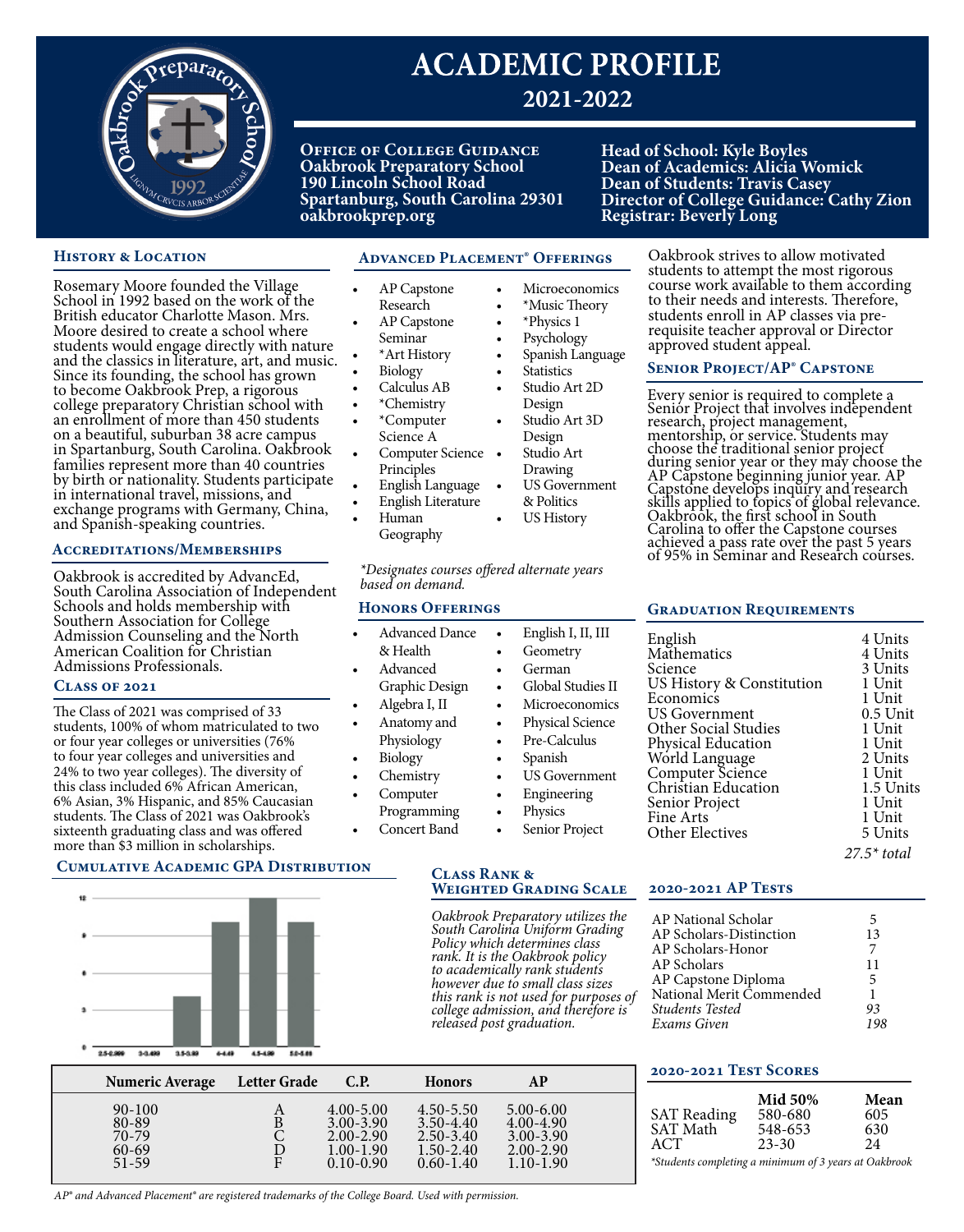# ACADEMIC PROFILE

## 2021-2022

**Office of College Guidance**
**Oakbrook Preparatory School**
**190 Lincoln School Road**
**Spartanburg, South Carolina 29301**
**oakbrookprep.org**

**Head of School: Kyle Boyles**
**Dean of Academics: Alicia Womick**
**Dean of Students: Travis Casey**
**Director of College Guidance: Cathy Zion**
**Registrar: Beverly Long**

### History & Location

Rosemary Moore founded the Village School in 1992 based on the work of the British educator Charlotte Mason. Mrs. Moore desired to create a school where students would engage directly with nature and the classics in literature, art, and music. Since its founding, the school has grown to become Oakbrook Prep, a rigorous college preparatory Christian school with an enrollment of more than 450 students on a beautiful, suburban 38 acre campus in Spartanburg, South Carolina. Oakbrook families represent more than 40 countries by birth or nationality. Students participate in international travel, missions, and exchange programs with Germany, China, and Spanish-speaking countries.

### Accreditations/Memberships

Oakbrook is accredited by AdvancEd, South Carolina Association of Independent Schools and holds membership with Southern Association for College Admission Counseling and the North American Coalition for Christian Admissions Professionals.

### Class of 2021

The Class of 2021 was comprised of 33 students, 100% of whom matriculated to two or four year colleges or universities (76% to four year colleges and universities and 24% to two year colleges). The diversity of this class included 6% African American, 6% Asian, 3% Hispanic, and 85% Caucasian students. The Class of 2021 was Oakbrook's sixteenth graduating class and was offered more than $3 million in scholarships.

### Cumulative Academic GPA Distribution

| GPA Range | Students |
|---|---|
| 2.5-2.999 | 0 |
| 3-3.499 | 0 |
| 3.5-3.99 | 4 |
| 4-4.49 | 10 |
| 4.5-4.99 | 12 |
| 5.0-5.88 | 10 |

### Advanced Placement® Offerings

- AP Capstone Research
- AP Capstone Seminar
- *Art History
- Biology
- Calculus AB
- *Chemistry
- *Computer Science A
- Computer Science Principles
- English Language
- English Literature
- Human Geography
- Microeconomics
- *Music Theory
- *Physics 1
- Psychology
- Spanish Language
- Statistics
- Studio Art 2D Design
- Studio Art 3D Design
- Studio Art Drawing
- US Government & Politics
- US History

*\*Designates courses offered alternate years based on demand.*

### Honors Offerings

- Advanced Dance & Health
- Advanced Graphic Design
- Algebra I, II
- Anatomy and Physiology
- Biology
- Chemistry
- Computer Programming
- Concert Band
- English I, II, III
- Geometry
- German
- Global Studies II
- Microeconomics
- Physical Science
- Pre-Calculus
- Spanish
- US Government
- Engineering
- Physics
- Senior Project

### Class Rank & Weighted Grading Scale

*Oakbrook Preparatory utilizes the South Carolina Uniform Grading Policy which determines class rank. It is the Oakbrook policy to academically rank students however due to small class sizes this rank is not used for purposes of college admission, and therefore is released post graduation.*

| Numeric Average | Letter Grade | C.P. | Honors | AP |
|---|---|---|---|---|
| 90-100 | A | 4.00-5.00 | 4.50-5.50 | 5.00-6.00 |
| 80-89 | B | 3.00-3.90 | 3.50-4.40 | 4.00-4.90 |
| 70-79 | C | 2.00-2.90 | 2.50-3.40 | 3.00-3.90 |
| 60-69 | D | 1.00-1.90 | 1.50-2.40 | 2.00-2.90 |
| 51-59 | F | 0.10-0.90 | 0.60-1.40 | 1.10-1.90 |

Oakbrook strives to allow motivated students to attempt the most rigorous course work available to them according to their needs and interests. Therefore, students enroll in AP classes via pre-requisite teacher approval or Director approved student appeal.

### Senior Project/AP® Capstone

Every senior is required to complete a Senior Project that involves independent research, project management, mentorship, or service. Students may choose the traditional senior project during senior year or they may choose the AP Capstone beginning junior year. AP Capstone develops inquiry and research skills applied to topics of global relevance. Oakbrook, the first school in South Carolina to offer the Capstone courses achieved a pass rate over the past 5 years of 95% in Seminar and Research courses.

### Graduation Requirements

| Subject | Units |
|---|---|
| English | 4 Units |
| Mathematics | 4 Units |
| Science | 3 Units |
| US History & Constitution | 1 Unit |
| Economics | 1 Unit |
| US Government | 0.5 Unit |
| Other Social Studies | 1 Unit |
| Physical Education | 1 Unit |
| World Language | 2 Units |
| Computer Science | 1 Unit |
| Christian Education | 1.5 Units |
| Senior Project | 1 Unit |
| Fine Arts | 1 Unit |
| Other Electives | 5 Units |
| | *27.5\* total* |

### 2020-2021 AP Tests

| | |
|---|---|
| AP National Scholar | 5 |
| AP Scholars-Distinction | 13 |
| AP Scholars-Honor | 7 |
| AP Scholars | 11 |
| AP Capstone Diploma | 5 |
| National Merit Commended | 1 |
| *Students Tested* | *93* |
| *Exams Given* | *198* |

### 2020-2021 Test Scores

| | Mid 50% | Mean |
|---|---|---|
| SAT Reading | 580-680 | 605 |
| SAT Math | 548-653 | 630 |
| ACT | 23-30 | 24 |

*\*Students completing a minimum of 3 years at Oakbrook*

*AP® and Advanced Placement® are registered trademarks of the College Board. Used with permission.*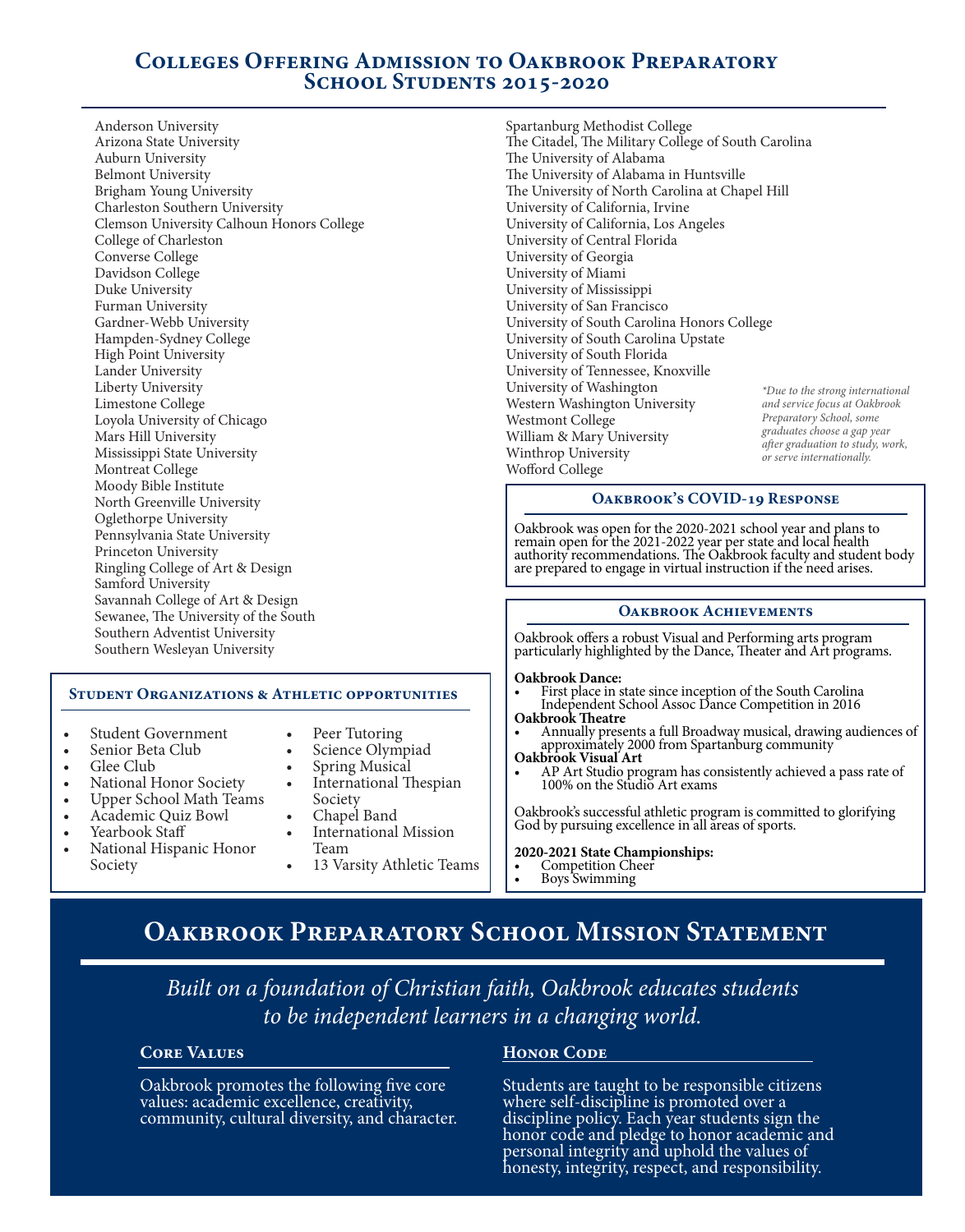# Colleges Offering Admission to Oakbrook Preparatory School Students 2015-2020

Anderson University
Arizona State University
Auburn University
Belmont University
Brigham Young University
Charleston Southern University
Clemson University Calhoun Honors College
College of Charleston
Converse College
Davidson College
Duke University
Furman University
Gardner-Webb University
Hampden-Sydney College
High Point University
Lander University
Liberty University
Limestone College
Loyola University of Chicago
Mars Hill University
Mississippi State University
Montreat College
Moody Bible Institute
North Greenville University
Oglethorpe University
Pennsylvania State University
Princeton University
Ringling College of Art & Design
Samford University
Savannah College of Art & Design
Sewanee, The University of the South
Southern Adventist University
Southern Wesleyan University
Spartanburg Methodist College
The Citadel, The Military College of South Carolina
The University of Alabama
The University of Alabama in Huntsville
The University of North Carolina at Chapel Hill
University of California, Irvine
University of California, Los Angeles
University of Central Florida
University of Georgia
University of Miami
University of Mississippi
University of San Francisco
University of South Carolina Honors College
University of South Carolina Upstate
University of South Florida
University of Tennessee, Knoxville
University of Washington
Western Washington University
Westmont College
William & Mary University
Winthrop University
Wofford College

*\*Due to the strong international and service focus at Oakbrook Preparatory School, some graduates choose a gap year after graduation to study, work, or serve internationally.*

## Student Organizations & Athletic opportunities

- Student Government
- Senior Beta Club
- Glee Club
- National Honor Society
- Upper School Math Teams
- Academic Quiz Bowl
- Yearbook Staff
- National Hispanic Honor Society
- Peer Tutoring
- Science Olympiad
- Spring Musical
- International Thespian Society
- Chapel Band
- International Mission Team
- 13 Varsity Athletic Teams

## Oakbrook's COVID-19 Response

Oakbrook was open for the 2020-2021 school year and plans to remain open for the 2021-2022 year per state and local health authority recommendations. The Oakbrook faculty and student body are prepared to engage in virtual instruction if the need arises.

## Oakbrook Achievements

Oakbrook offers a robust Visual and Performing arts program particularly highlighted by the Dance, Theater and Art programs.

**Oakbrook Dance:**
- First place in state since inception of the South Carolina Independent School Assoc Dance Competition in 2016

**Oakbrook Theatre**
- Annually presents a full Broadway musical, drawing audiences of approximately 2000 from Spartanburg community

**Oakbrook Visual Art**
- AP Art Studio program has consistently achieved a pass rate of 100% on the Studio Art exams

Oakbrook's successful athletic program is committed to glorifying God by pursuing excellence in all areas of sports.

**2020-2021 State Championships:**
- Competition Cheer
- Boys Swimming

# Oakbrook Preparatory School Mission Statement

*Built on a foundation of Christian faith, Oakbrook educates students to be independent learners in a changing world.*

## Core Values

Oakbrook promotes the following five core values: academic excellence, creativity, community, cultural diversity, and character.

## Honor Code

Students are taught to be responsible citizens where self-discipline is promoted over a discipline policy. Each year students sign the honor code and pledge to honor academic and personal integrity and uphold the values of honesty, integrity, respect, and responsibility.